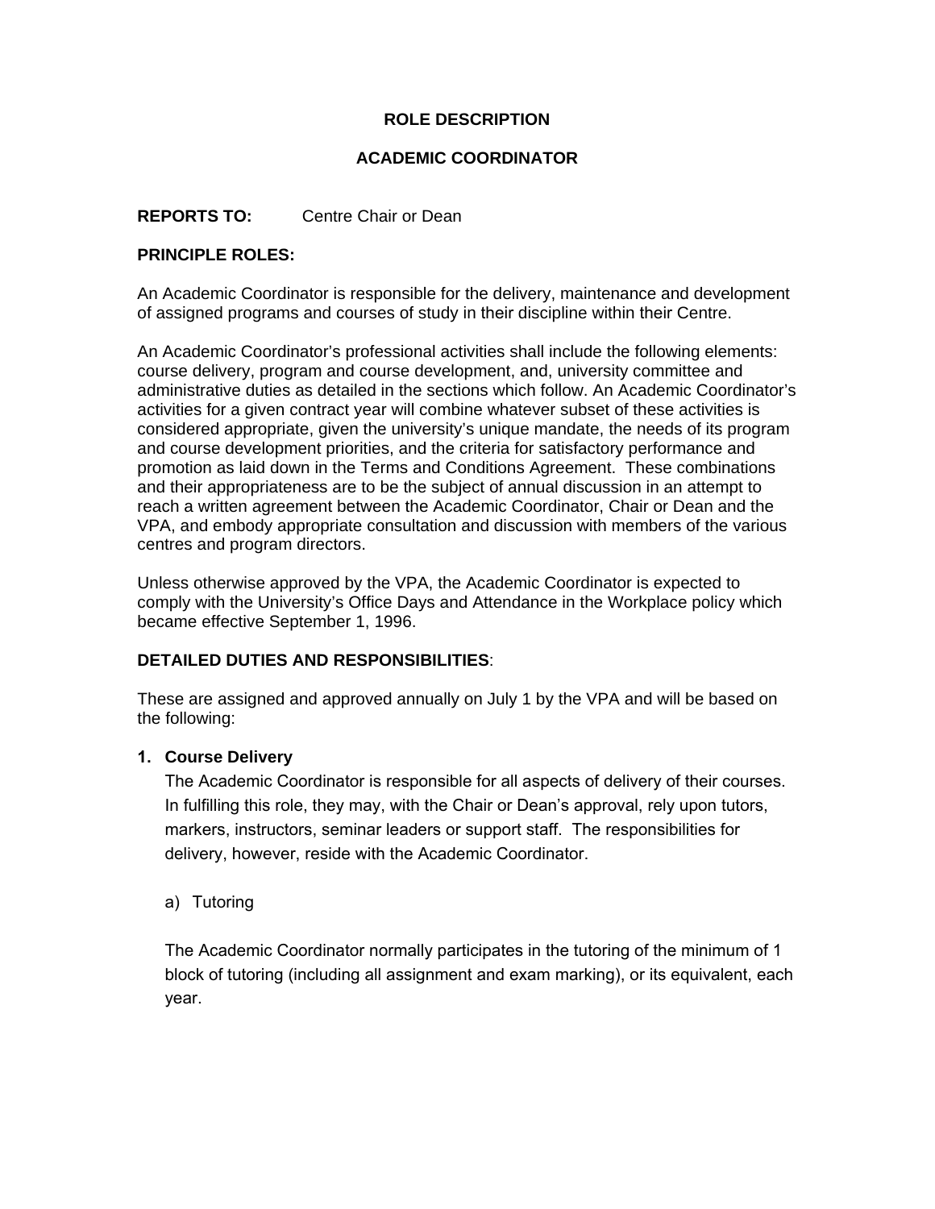# ROLE DESCRIPTION

## ACADEMIC COORDINATOR

**REPORTS TO:** Centre Chair or Dean

**PRINCIPLE ROLES:**

An Academic Coordinator is responsible for the delivery, maintenance and development of assigned programs and courses of study in their discipline within their Centre.

An Academic Coordinator's professional activities shall include the following elements: course delivery, program and course development, and, university committee and administrative duties as detailed in the sections which follow. An Academic Coordinator's activities for a given contract year will combine whatever subset of these activities is considered appropriate, given the university's unique mandate, the needs of its program and course development priorities, and the criteria for satisfactory performance and promotion as laid down in the Terms and Conditions Agreement. These combinations and their appropriateness are to be the subject of annual discussion in an attempt to reach a written agreement between the Academic Coordinator, Chair or Dean and the VPA, and embody appropriate consultation and discussion with members of the various centres and program directors.

Unless otherwise approved by the VPA, the Academic Coordinator is expected to comply with the University's Office Days and Attendance in the Workplace policy which became effective September 1, 1996.

**DETAILED DUTIES AND RESPONSIBILITIES**:

These are assigned and approved annually on July 1 by the VPA and will be based on the following:

1. **Course Delivery**

   The Academic Coordinator is responsible for all aspects of delivery of their courses. In fulfilling this role, they may, with the Chair or Dean's approval, rely upon tutors, markers, instructors, seminar leaders or support staff. The responsibilities for delivery, however, reside with the Academic Coordinator.

   a) Tutoring

   The Academic Coordinator normally participates in the tutoring of the minimum of 1 block of tutoring (including all assignment and exam marking), or its equivalent, each year.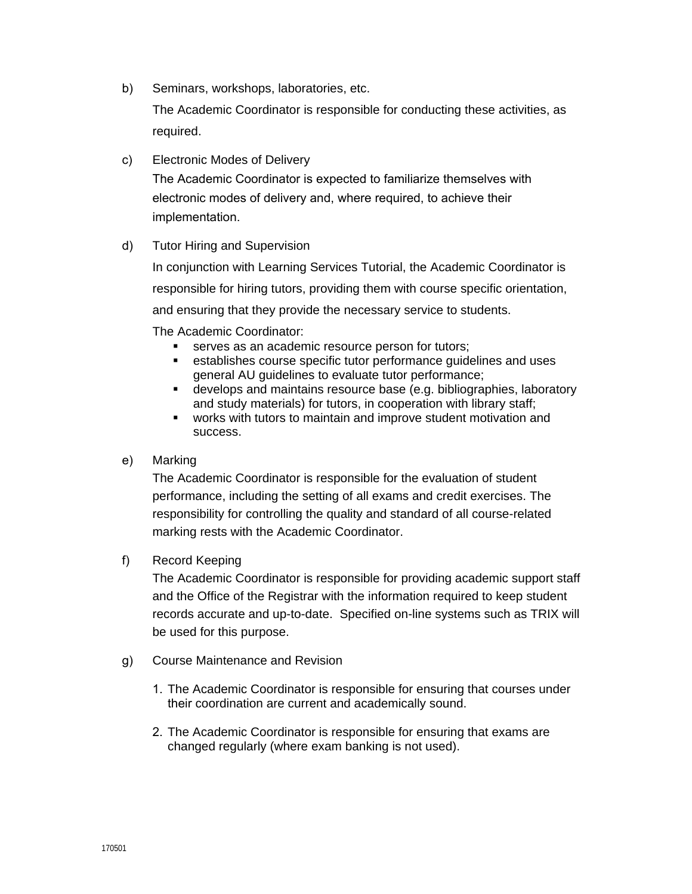b) Seminars, workshops, laboratories, etc.

The Academic Coordinator is responsible for conducting these activities, as required.

c) Electronic Modes of Delivery

The Academic Coordinator is expected to familiarize themselves with electronic modes of delivery and, where required, to achieve their implementation.

d) Tutor Hiring and Supervision

In conjunction with Learning Services Tutorial, the Academic Coordinator is responsible for hiring tutors, providing them with course specific orientation, and ensuring that they provide the necessary service to students.

The Academic Coordinator:

- serves as an academic resource person for tutors;
- establishes course specific tutor performance guidelines and uses general AU guidelines to evaluate tutor performance;
- develops and maintains resource base (e.g. bibliographies, laboratory and study materials) for tutors, in cooperation with library staff;
- works with tutors to maintain and improve student motivation and success.

e) Marking

The Academic Coordinator is responsible for the evaluation of student performance, including the setting of all exams and credit exercises. The responsibility for controlling the quality and standard of all course-related marking rests with the Academic Coordinator.

f) Record Keeping

The Academic Coordinator is responsible for providing academic support staff and the Office of the Registrar with the information required to keep student records accurate and up-to-date. Specified on-line systems such as TRIX will be used for this purpose.

g) Course Maintenance and Revision

1. The Academic Coordinator is responsible for ensuring that courses under their coordination are current and academically sound.

2. The Academic Coordinator is responsible for ensuring that exams are changed regularly (where exam banking is not used).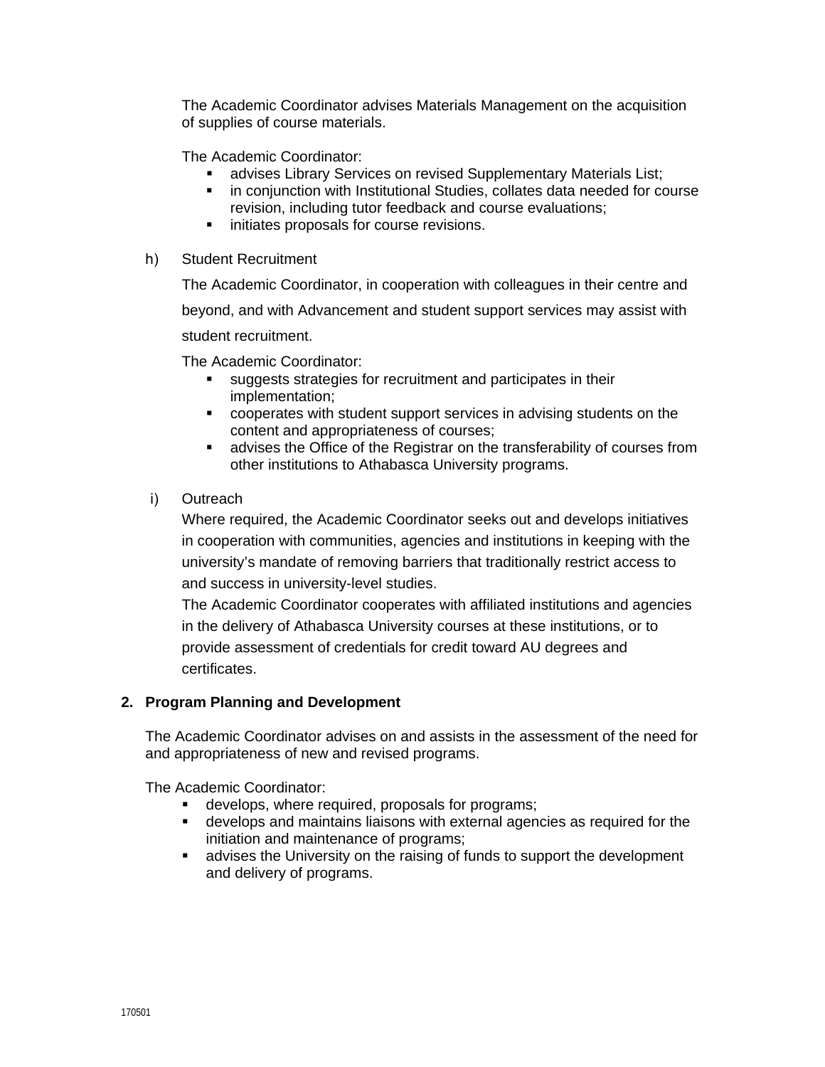The Academic Coordinator advises Materials Management on the acquisition of supplies of course materials.

The Academic Coordinator:

- advises Library Services on revised Supplementary Materials List;
- in conjunction with Institutional Studies, collates data needed for course revision, including tutor feedback and course evaluations;
- initiates proposals for course revisions.

h) Student Recruitment

The Academic Coordinator, in cooperation with colleagues in their centre and beyond, and with Advancement and student support services may assist with student recruitment.

The Academic Coordinator:

- suggests strategies for recruitment and participates in their implementation;
- cooperates with student support services in advising students on the content and appropriateness of courses;
- advises the Office of the Registrar on the transferability of courses from other institutions to Athabasca University programs.

i) Outreach

Where required, the Academic Coordinator seeks out and develops initiatives in cooperation with communities, agencies and institutions in keeping with the university's mandate of removing barriers that traditionally restrict access to and success in university-level studies.

The Academic Coordinator cooperates with affiliated institutions and agencies in the delivery of Athabasca University courses at these institutions, or to provide assessment of credentials for credit toward AU degrees and certificates.

**2. Program Planning and Development**

The Academic Coordinator advises on and assists in the assessment of the need for and appropriateness of new and revised programs.

The Academic Coordinator:

- develops, where required, proposals for programs;
- develops and maintains liaisons with external agencies as required for the initiation and maintenance of programs;
- advises the University on the raising of funds to support the development and delivery of programs.

170501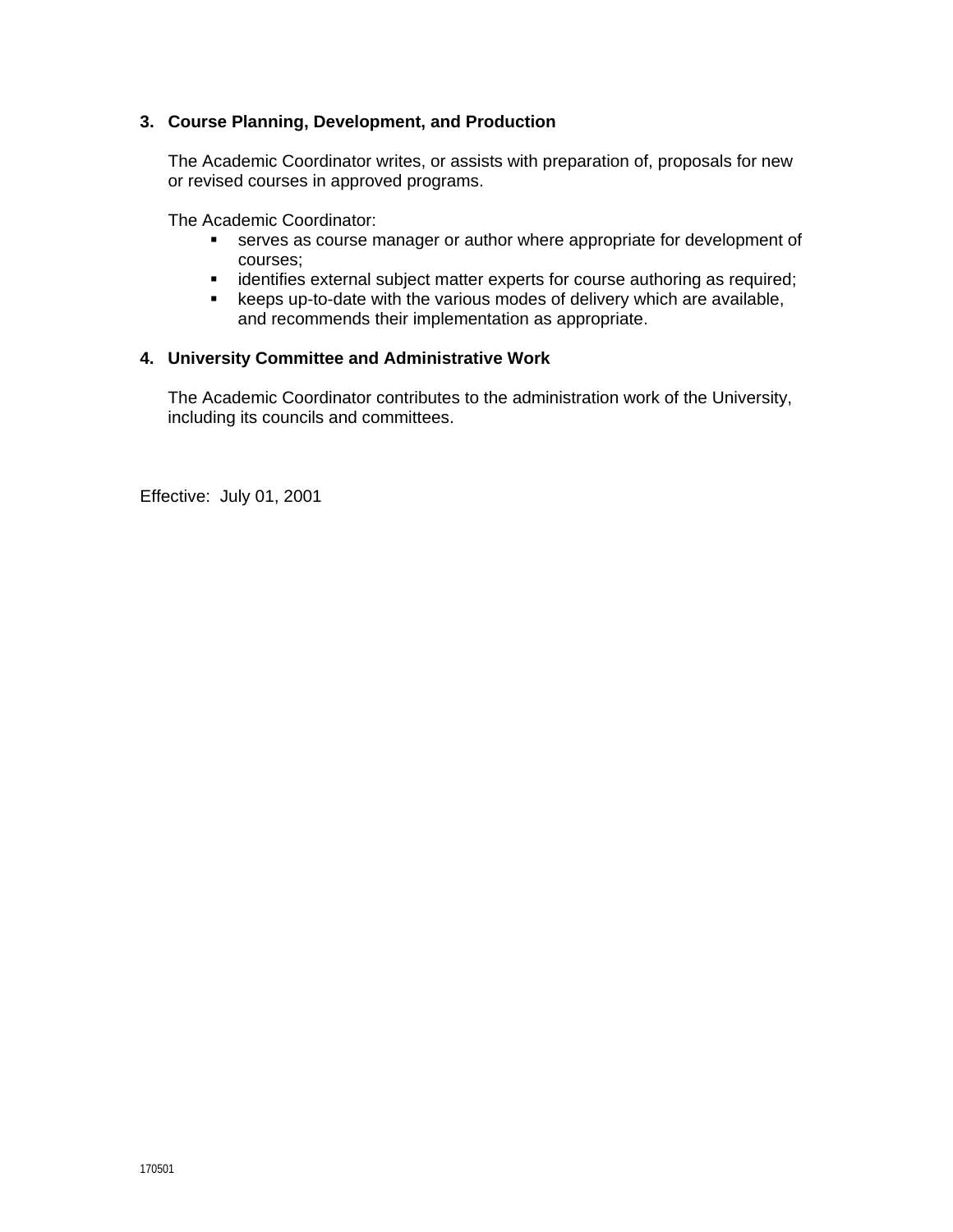## 3. Course Planning, Development, and Production

The Academic Coordinator writes, or assists with preparation of, proposals for new or revised courses in approved programs.

The Academic Coordinator:

- serves as course manager or author where appropriate for development of courses;
- identifies external subject matter experts for course authoring as required;
- keeps up-to-date with the various modes of delivery which are available, and recommends their implementation as appropriate.

## 4. University Committee and Administrative Work

The Academic Coordinator contributes to the administration work of the University, including its councils and committees.

Effective: July 01, 2001

170501